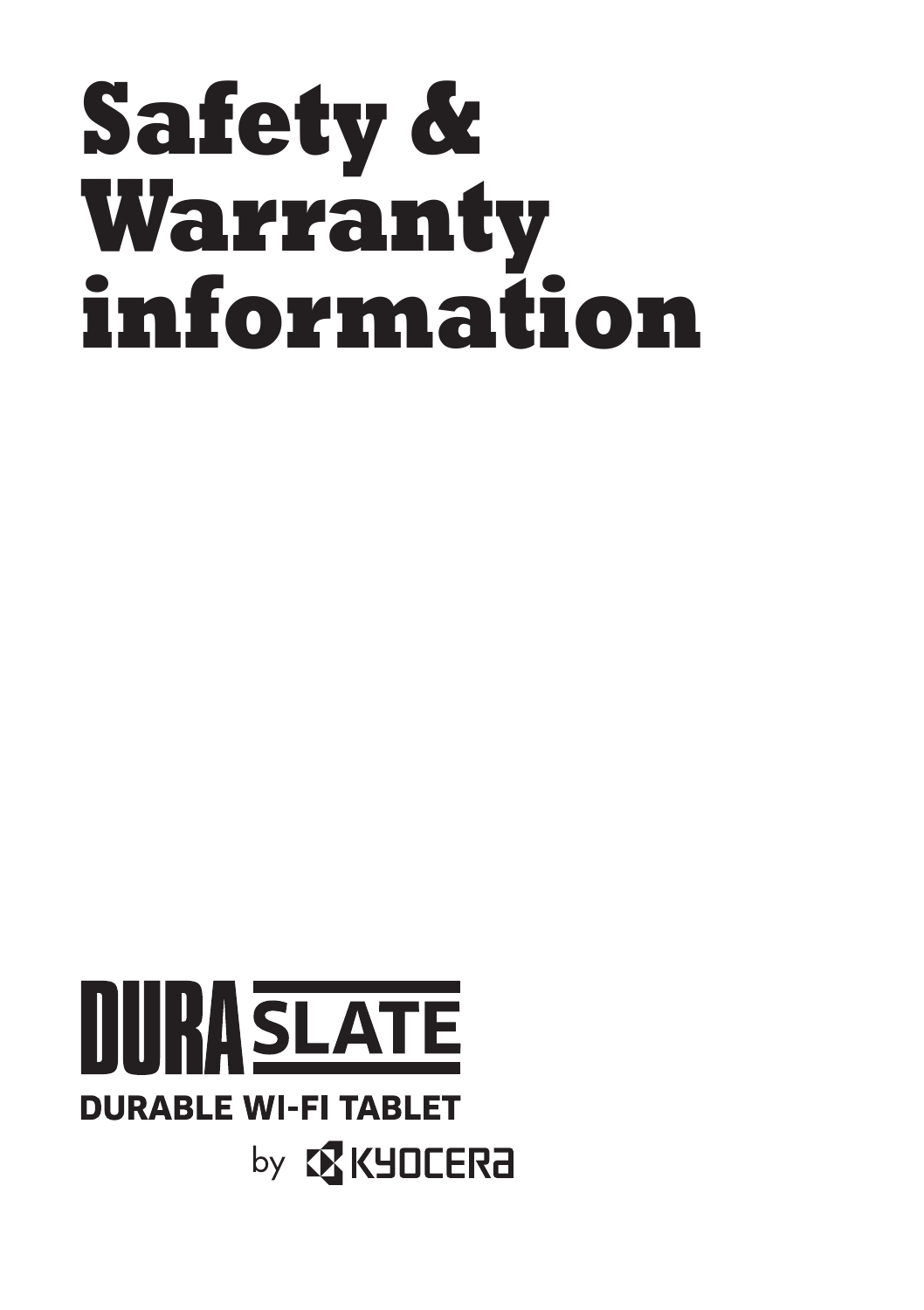# Safety & Warranty information

DURA SLATE

DURABLE WI-FI TABLET

by KYOCERA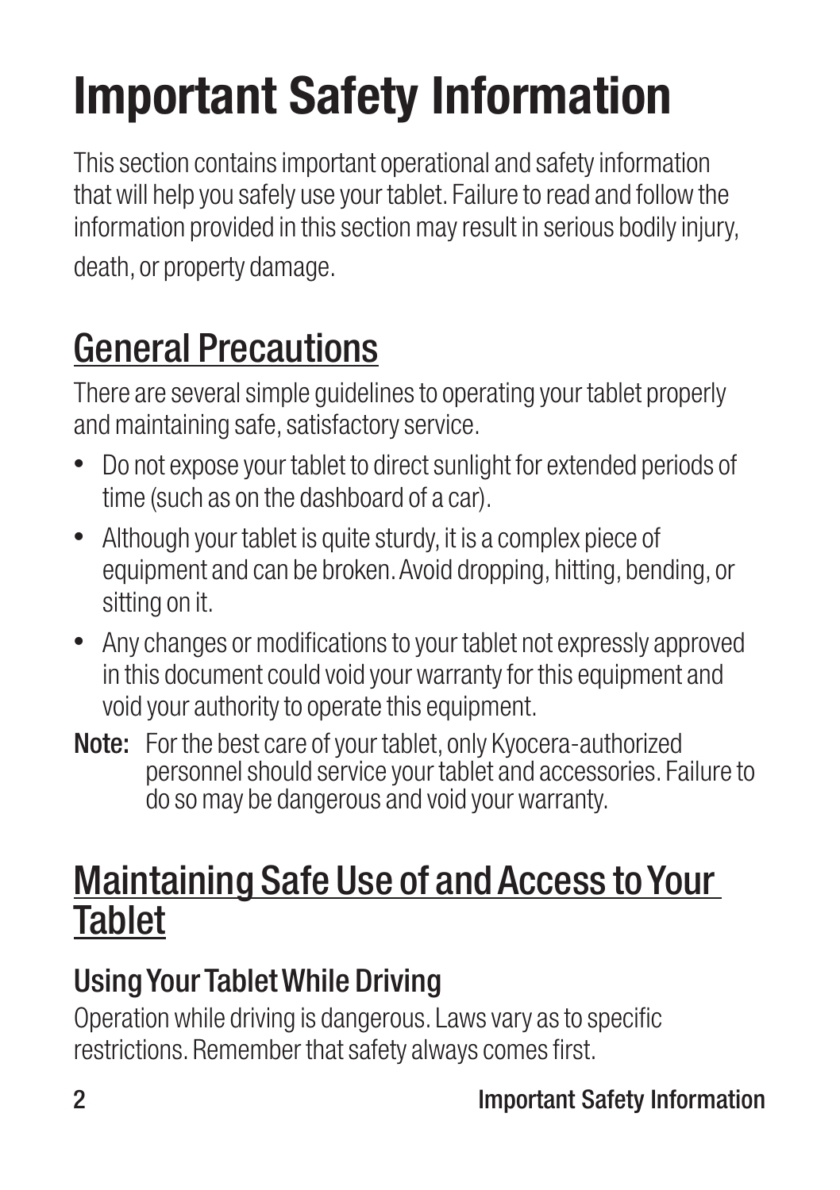# Important Safety Information

This section contains important operational and safety information that will help you safely use your tablet. Failure to read and follow the information provided in this section may result in serious bodily injury, death, or property damage.

## General Precautions

There are several simple guidelines to operating your tablet properly and maintaining safe, satisfactory service.

- Do not expose your tablet to direct sunlight for extended periods of time (such as on the dashboard of a car).
- Although your tablet is quite sturdy, it is a complex piece of equipment and can be broken. Avoid dropping, hitting, bending, or sitting on it.
- Any changes or modifications to your tablet not expressly approved in this document could void your warranty for this equipment and void your authority to operate this equipment.

**Note:** For the best care of your tablet, only Kyocera-authorized personnel should service your tablet and accessories. Failure to do so may be dangerous and void your warranty.

## Maintaining Safe Use of and Access to Your Tablet

### Using Your Tablet While Driving

Operation while driving is dangerous. Laws vary as to specific restrictions. Remember that safety always comes first.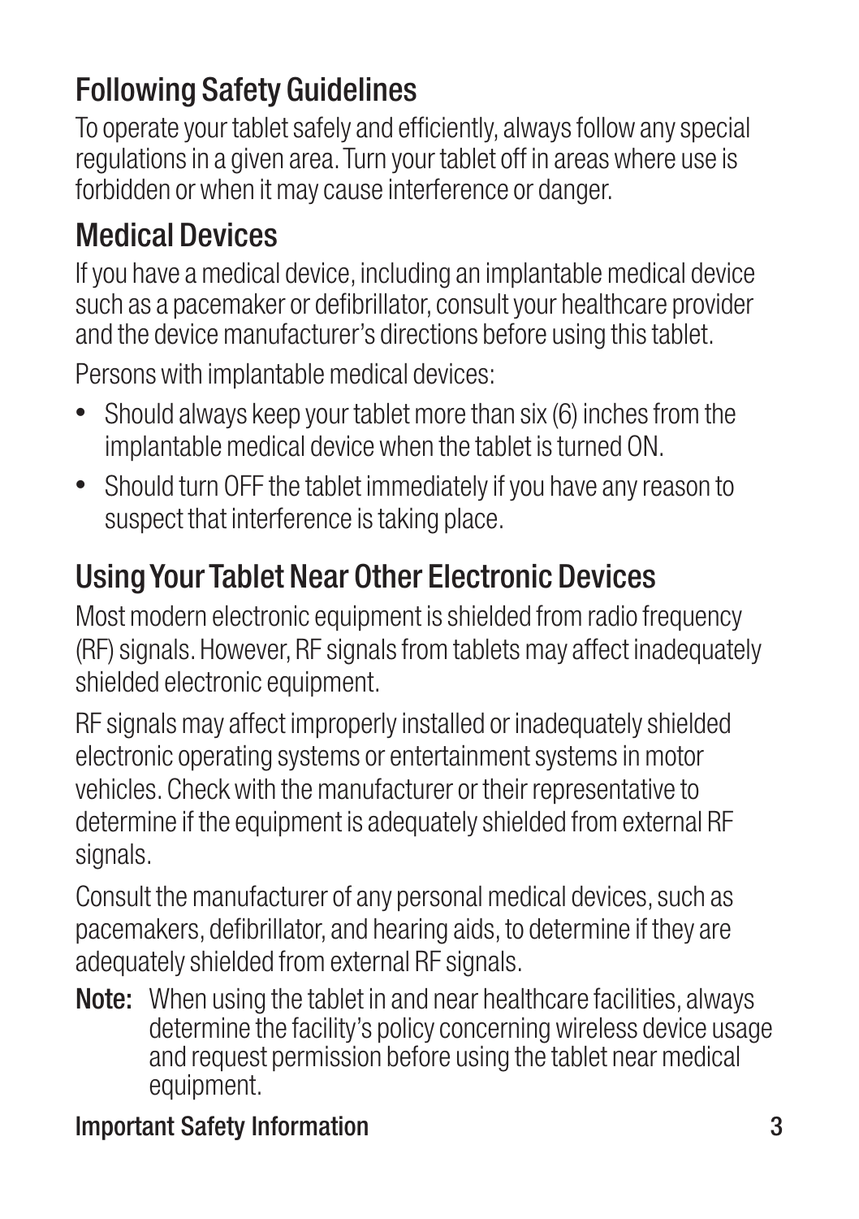## Following Safety Guidelines

To operate your tablet safely and efficiently, always follow any special regulations in a given area. Turn your tablet off in areas where use is forbidden or when it may cause interference or danger.

## Medical Devices

If you have a medical device, including an implantable medical device such as a pacemaker or defibrillator, consult your healthcare provider and the device manufacturer's directions before using this tablet.

Persons with implantable medical devices:

- Should always keep your tablet more than six (6) inches from the implantable medical device when the tablet is turned ON.
- Should turn OFF the tablet immediately if you have any reason to suspect that interference is taking place.

## Using Your Tablet Near Other Electronic Devices

Most modern electronic equipment is shielded from radio frequency (RF) signals. However, RF signals from tablets may affect inadequately shielded electronic equipment.

RF signals may affect improperly installed or inadequately shielded electronic operating systems or entertainment systems in motor vehicles. Check with the manufacturer or their representative to determine if the equipment is adequately shielded from external RF signals.

Consult the manufacturer of any personal medical devices, such as pacemakers, defibrillator, and hearing aids, to determine if they are adequately shielded from external RF signals.

**Note:** When using the tablet in and near healthcare facilities, always determine the facility's policy concerning wireless device usage and request permission before using the tablet near medical equipment.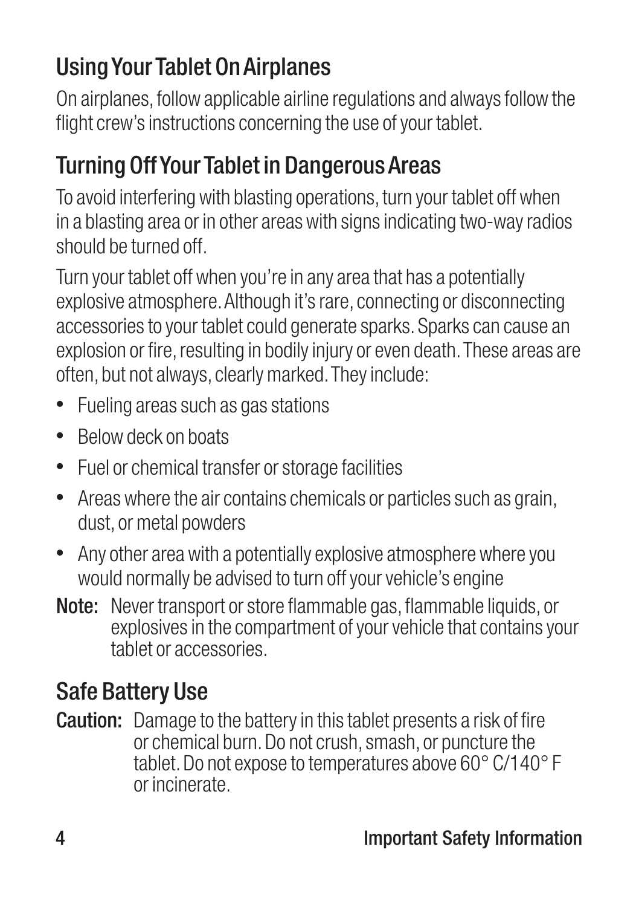## Using Your Tablet On Airplanes

On airplanes, follow applicable airline regulations and always follow the flight crew's instructions concerning the use of your tablet.

## Turning Off Your Tablet in Dangerous Areas

To avoid interfering with blasting operations, turn your tablet off when in a blasting area or in other areas with signs indicating two-way radios should be turned off.

Turn your tablet off when you're in any area that has a potentially explosive atmosphere. Although it's rare, connecting or disconnecting accessories to your tablet could generate sparks. Sparks can cause an explosion or fire, resulting in bodily injury or even death. These areas are often, but not always, clearly marked. They include:

- Fueling areas such as gas stations
- Below deck on boats
- Fuel or chemical transfer or storage facilities
- Areas where the air contains chemicals or particles such as grain, dust, or metal powders
- Any other area with a potentially explosive atmosphere where you would normally be advised to turn off your vehicle's engine

**Note:** Never transport or store flammable gas, flammable liquids, or explosives in the compartment of your vehicle that contains your tablet or accessories.

## Safe Battery Use

**Caution:** Damage to the battery in this tablet presents a risk of fire or chemical burn. Do not crush, smash, or puncture the tablet. Do not expose to temperatures above 60° C/140° F or incinerate.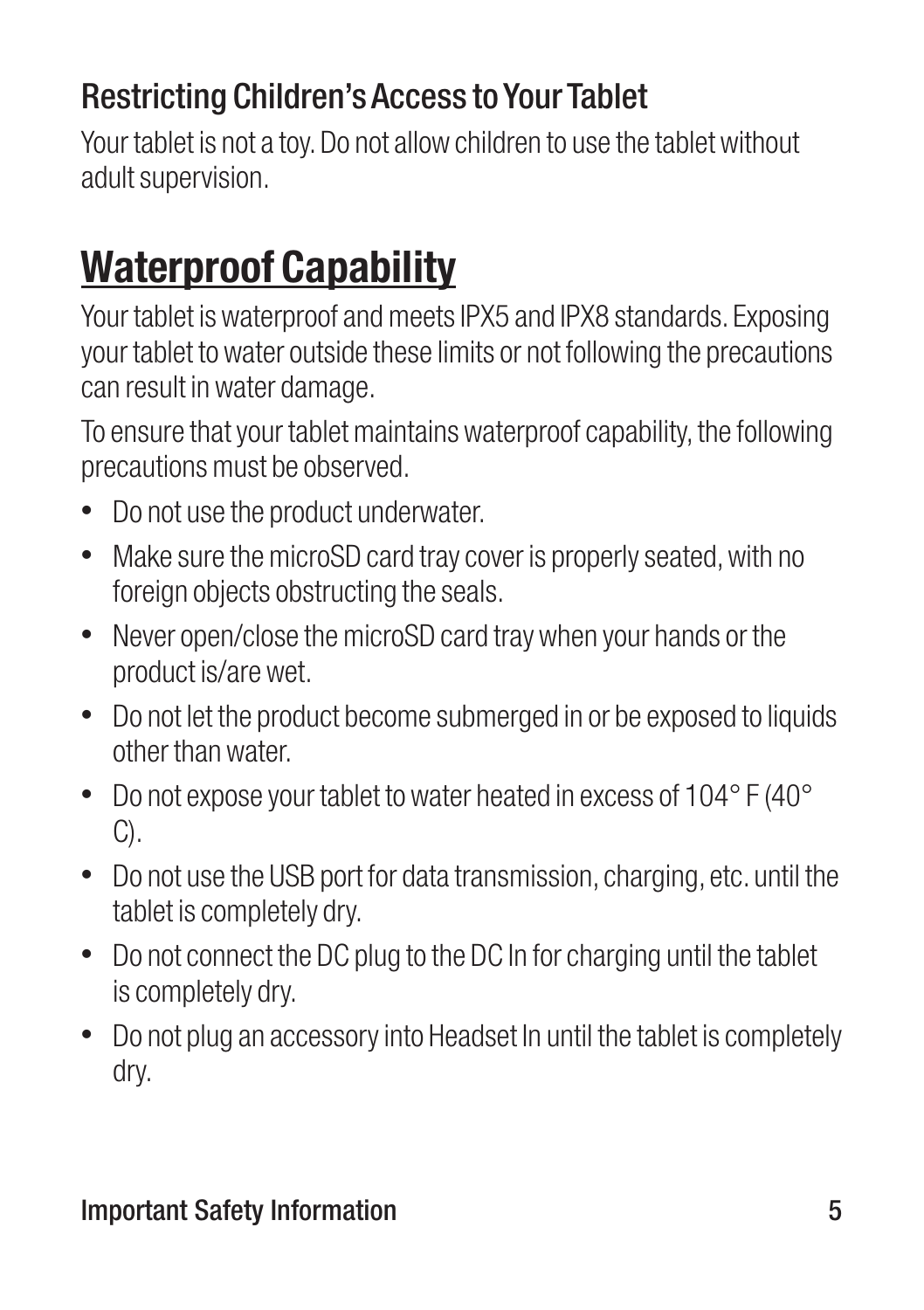### Restricting Children's Access to Your Tablet

Your tablet is not a toy. Do not allow children to use the tablet without adult supervision.

## Waterproof Capability

Your tablet is waterproof and meets IPX5 and IPX8 standards. Exposing your tablet to water outside these limits or not following the precautions can result in water damage.

To ensure that your tablet maintains waterproof capability, the following precautions must be observed.

- Do not use the product underwater.
- Make sure the microSD card tray cover is properly seated, with no foreign objects obstructing the seals.
- Never open/close the microSD card tray when your hands or the product is/are wet.
- Do not let the product become submerged in or be exposed to liquids other than water.
- Do not expose your tablet to water heated in excess of 104° F (40° C).
- Do not use the USB port for data transmission, charging, etc. until the tablet is completely dry.
- Do not connect the DC plug to the DC In for charging until the tablet is completely dry.
- Do not plug an accessory into Headset In until the tablet is completely dry.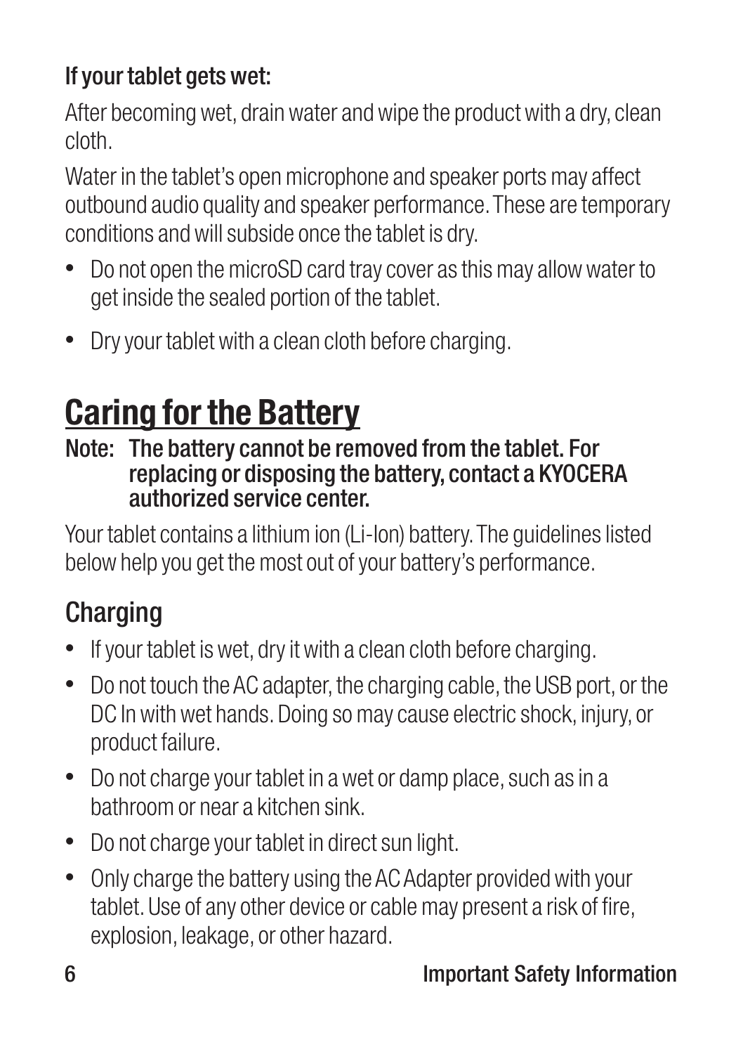### If your tablet gets wet:

After becoming wet, drain water and wipe the product with a dry, clean cloth.

Water in the tablet's open microphone and speaker ports may affect outbound audio quality and speaker performance. These are temporary conditions and will subside once the tablet is dry.

- Do not open the microSD card tray cover as this may allow water to get inside the sealed portion of the tablet.
- Dry your tablet with a clean cloth before charging.

# Caring for the Battery

**Note: The battery cannot be removed from the tablet. For replacing or disposing the battery, contact a KYOCERA authorized service center.**

Your tablet contains a lithium ion (Li-Ion) battery. The guidelines listed below help you get the most out of your battery's performance.

## Charging

- If your tablet is wet, dry it with a clean cloth before charging.
- Do not touch the AC adapter, the charging cable, the USB port, or the DC In with wet hands. Doing so may cause electric shock, injury, or product failure.
- Do not charge your tablet in a wet or damp place, such as in a bathroom or near a kitchen sink.
- Do not charge your tablet in direct sun light.
- Only charge the battery using the AC Adapter provided with your tablet. Use of any other device or cable may present a risk of fire, explosion, leakage, or other hazard.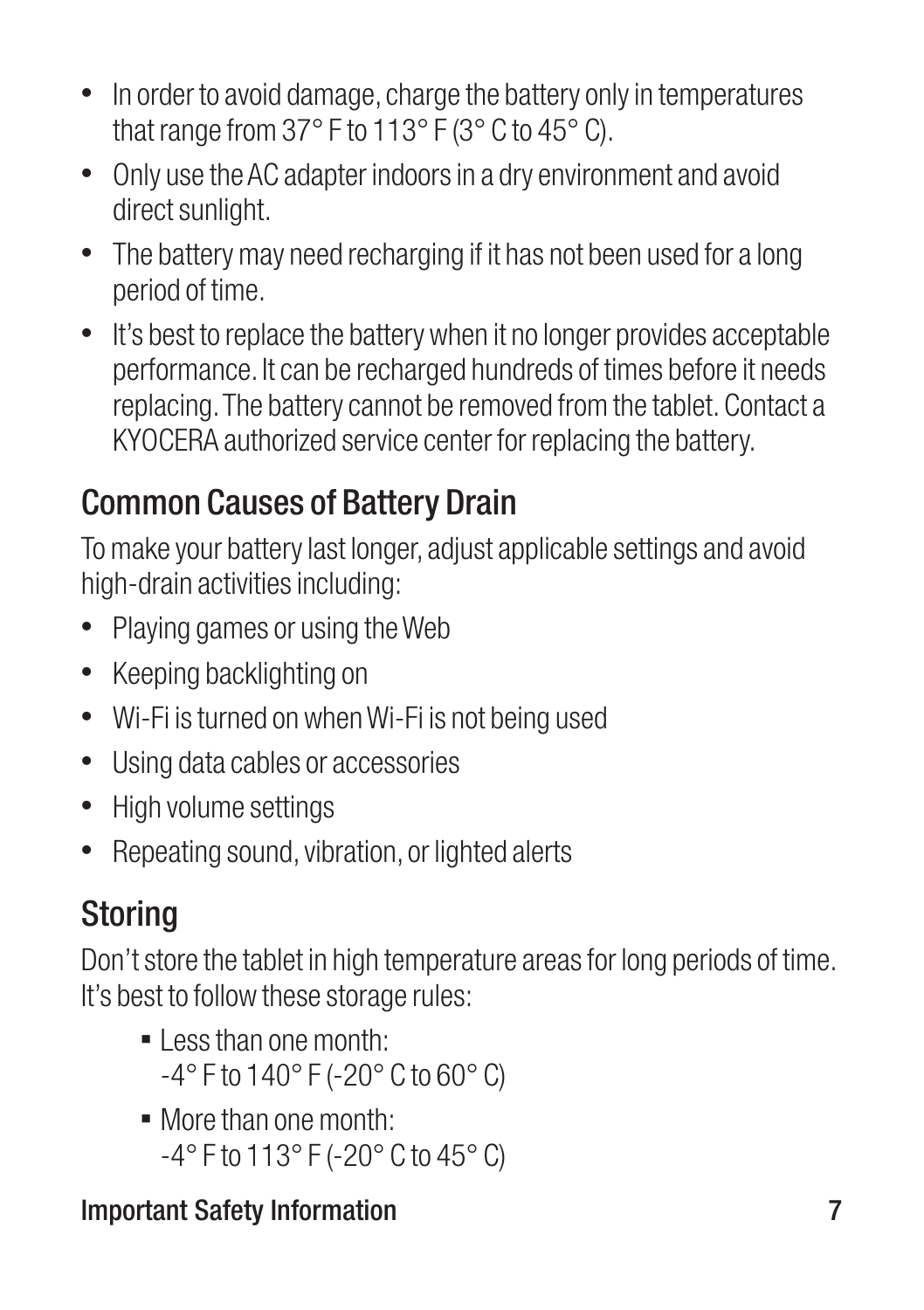- In order to avoid damage, charge the battery only in temperatures that range from 37° F to 113° F (3° C to 45° C).
- Only use the AC adapter indoors in a dry environment and avoid direct sunlight.
- The battery may need recharging if it has not been used for a long period of time.
- It's best to replace the battery when it no longer provides acceptable performance. It can be recharged hundreds of times before it needs replacing. The battery cannot be removed from the tablet. Contact a KYOCERA authorized service center for replacing the battery.

## Common Causes of Battery Drain

To make your battery last longer, adjust applicable settings and avoid high-drain activities including:

- Playing games or using the Web
- Keeping backlighting on
- Wi-Fi is turned on when Wi-Fi is not being used
- Using data cables or accessories
- High volume settings
- Repeating sound, vibration, or lighted alerts

## Storing

Don't store the tablet in high temperature areas for long periods of time. It's best to follow these storage rules:

- Less than one month:
  -4° F to 140° F (-20° C to 60° C)
- More than one month:
  -4° F to 113° F (-20° C to 45° C)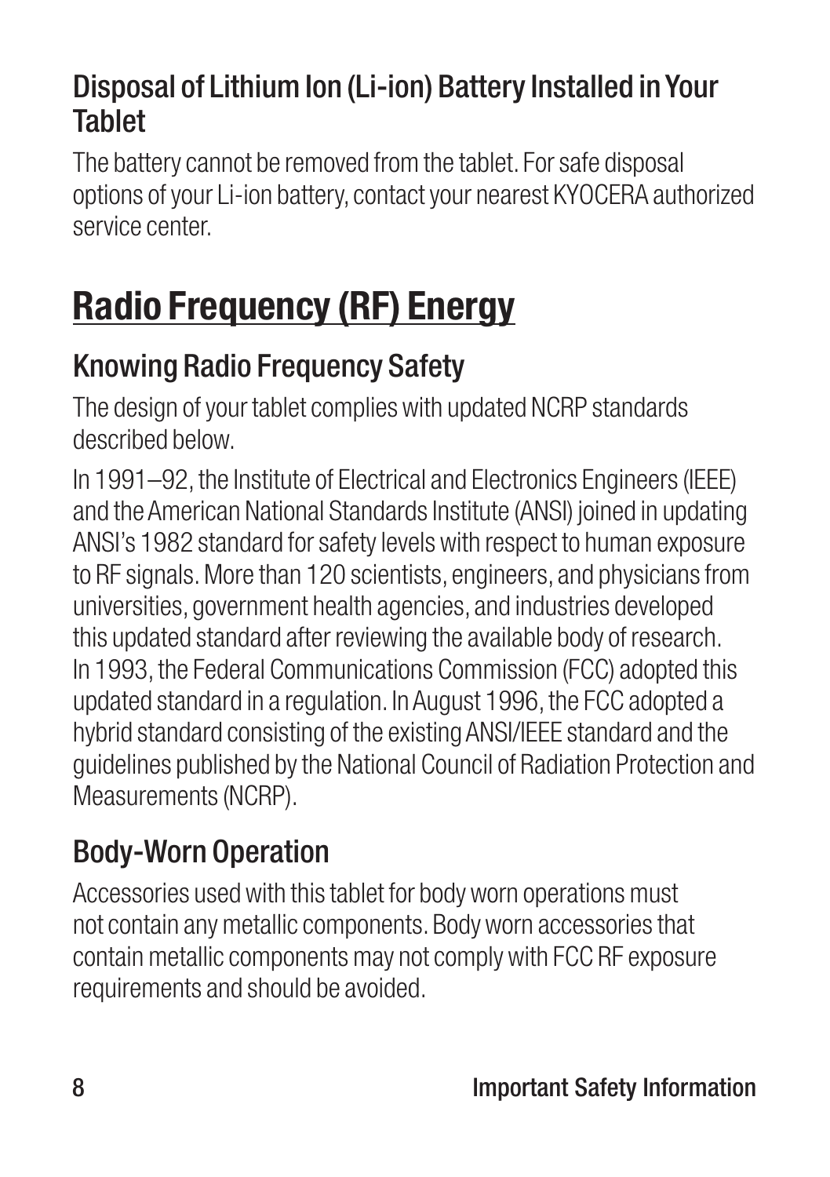### Disposal of Lithium Ion (Li-ion) Battery Installed in Your Tablet

The battery cannot be removed from the tablet. For safe disposal options of your Li-ion battery, contact your nearest KYOCERA authorized service center.

## Radio Frequency (RF) Energy

### Knowing Radio Frequency Safety

The design of your tablet complies with updated NCRP standards described below.

In 1991–92, the Institute of Electrical and Electronics Engineers (IEEE) and the American National Standards Institute (ANSI) joined in updating ANSI's 1982 standard for safety levels with respect to human exposure to RF signals. More than 120 scientists, engineers, and physicians from universities, government health agencies, and industries developed this updated standard after reviewing the available body of research. In 1993, the Federal Communications Commission (FCC) adopted this updated standard in a regulation. In August 1996, the FCC adopted a hybrid standard consisting of the existing ANSI/IEEE standard and the guidelines published by the National Council of Radiation Protection and Measurements (NCRP).

### Body-Worn Operation

Accessories used with this tablet for body worn operations must not contain any metallic components. Body worn accessories that contain metallic components may not comply with FCC RF exposure requirements and should be avoided.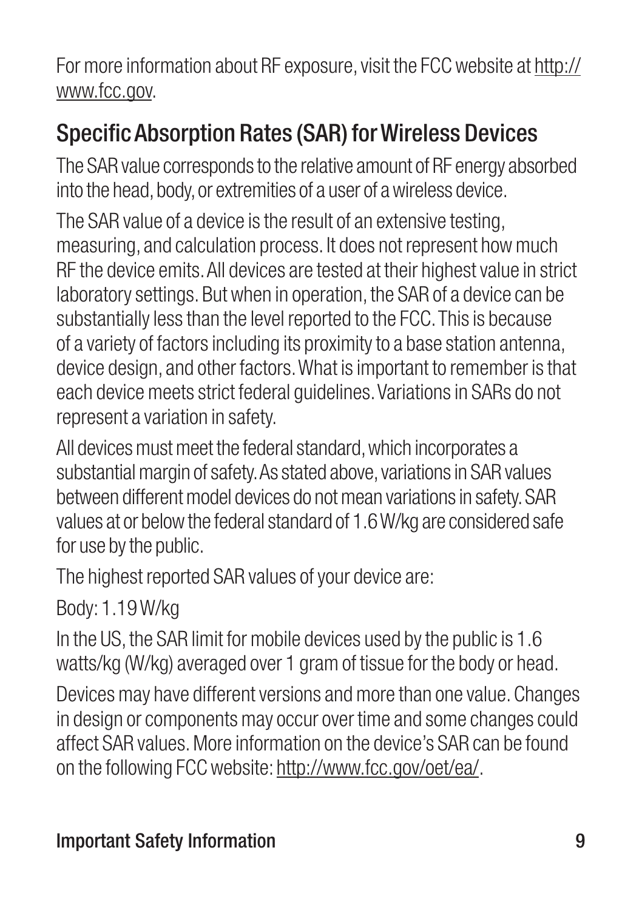For more information about RF exposure, visit the FCC website at http://www.fcc.gov.

## Specific Absorption Rates (SAR) for Wireless Devices

The SAR value corresponds to the relative amount of RF energy absorbed into the head, body, or extremities of a user of a wireless device.

The SAR value of a device is the result of an extensive testing, measuring, and calculation process. It does not represent how much RF the device emits. All devices are tested at their highest value in strict laboratory settings. But when in operation, the SAR of a device can be substantially less than the level reported to the FCC. This is because of a variety of factors including its proximity to a base station antenna, device design, and other factors. What is important to remember is that each device meets strict federal guidelines. Variations in SARs do not represent a variation in safety.

All devices must meet the federal standard, which incorporates a substantial margin of safety. As stated above, variations in SAR values between different model devices do not mean variations in safety. SAR values at or below the federal standard of 1.6 W/kg are considered safe for use by the public.

The highest reported SAR values of your device are:

Body: 1.19 W/kg

In the US, the SAR limit for mobile devices used by the public is 1.6 watts/kg (W/kg) averaged over 1 gram of tissue for the body or head.

Devices may have different versions and more than one value. Changes in design or components may occur over time and some changes could affect SAR values. More information on the device's SAR can be found on the following FCC website: http://www.fcc.gov/oet/ea/.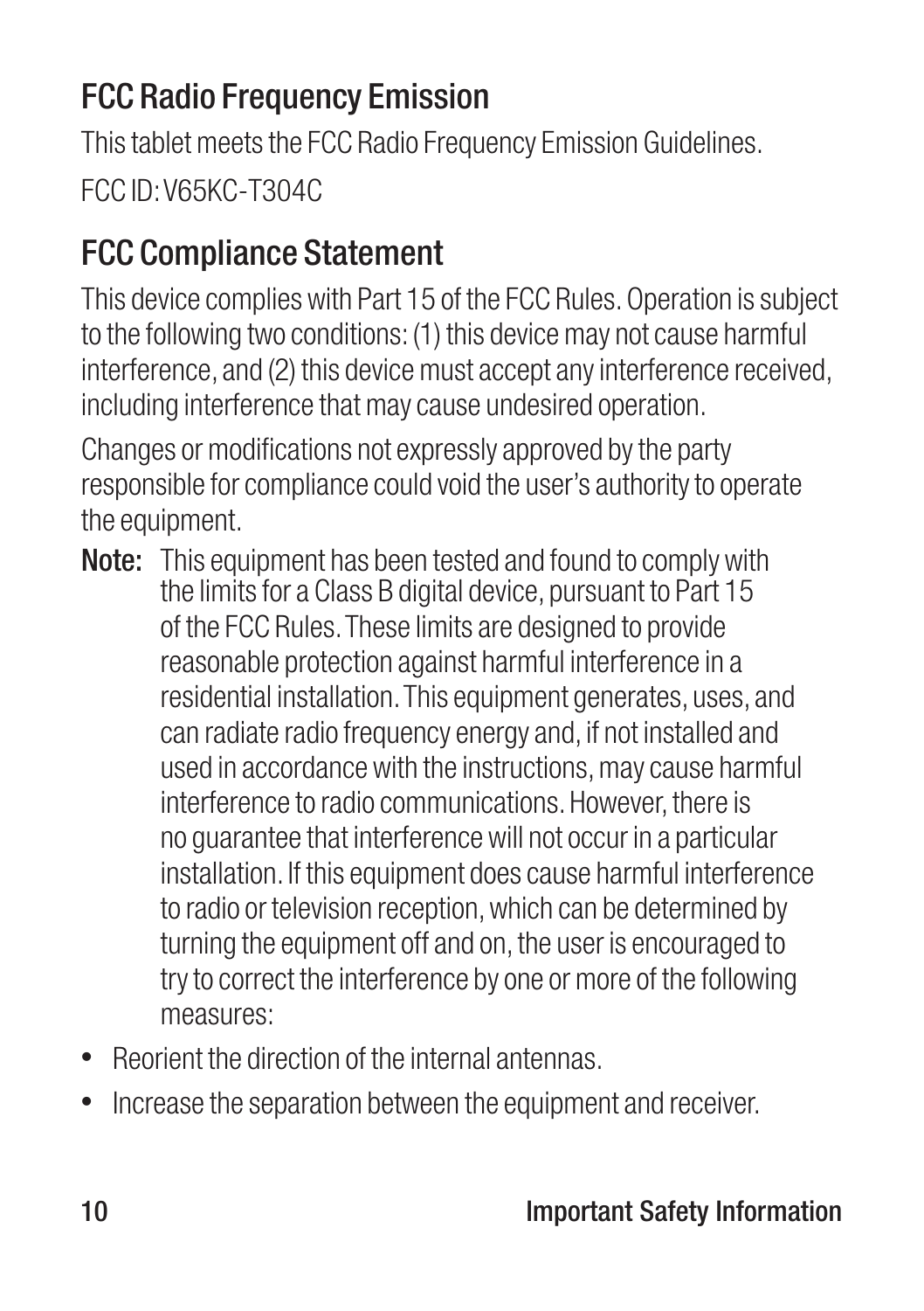## FCC Radio Frequency Emission

This tablet meets the FCC Radio Frequency Emission Guidelines.

FCC ID: V65KC-T304C

## FCC Compliance Statement

This device complies with Part 15 of the FCC Rules. Operation is subject to the following two conditions: (1) this device may not cause harmful interference, and (2) this device must accept any interference received, including interference that may cause undesired operation.

Changes or modifications not expressly approved by the party responsible for compliance could void the user's authority to operate the equipment.

**Note:** This equipment has been tested and found to comply with the limits for a Class B digital device, pursuant to Part 15 of the FCC Rules. These limits are designed to provide reasonable protection against harmful interference in a residential installation. This equipment generates, uses, and can radiate radio frequency energy and, if not installed and used in accordance with the instructions, may cause harmful interference to radio communications. However, there is no guarantee that interference will not occur in a particular installation. If this equipment does cause harmful interference to radio or television reception, which can be determined by turning the equipment off and on, the user is encouraged to try to correct the interference by one or more of the following measures:

- Reorient the direction of the internal antennas.
- Increase the separation between the equipment and receiver.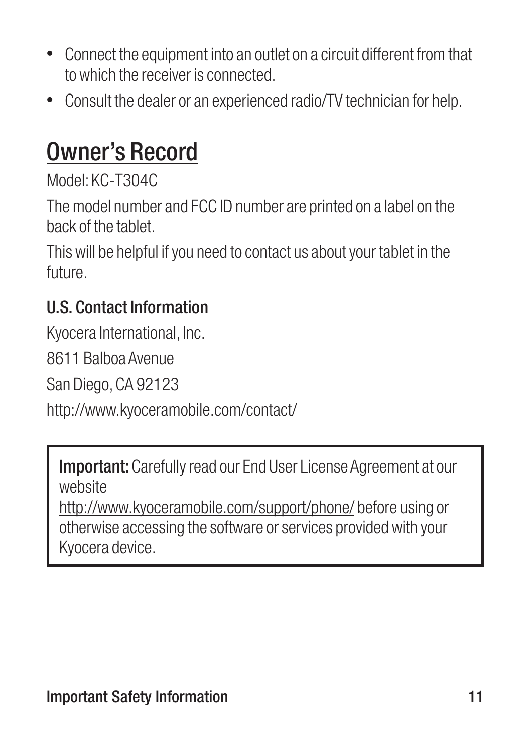- Connect the equipment into an outlet on a circuit different from that to which the receiver is connected.
- Consult the dealer or an experienced radio/TV technician for help.

# Owner's Record

Model: KC-T304C

The model number and FCC ID number are printed on a label on the back of the tablet.

This will be helpful if you need to contact us about your tablet in the future.

### U.S. Contact Information

Kyocera International, Inc.

8611 Balboa Avenue

San Diego, CA 92123

http://www.kyoceramobile.com/contact/

**Important:** Carefully read our End User License Agreement at our website
http://www.kyoceramobile.com/support/phone/ before using or otherwise accessing the software or services provided with your Kyocera device.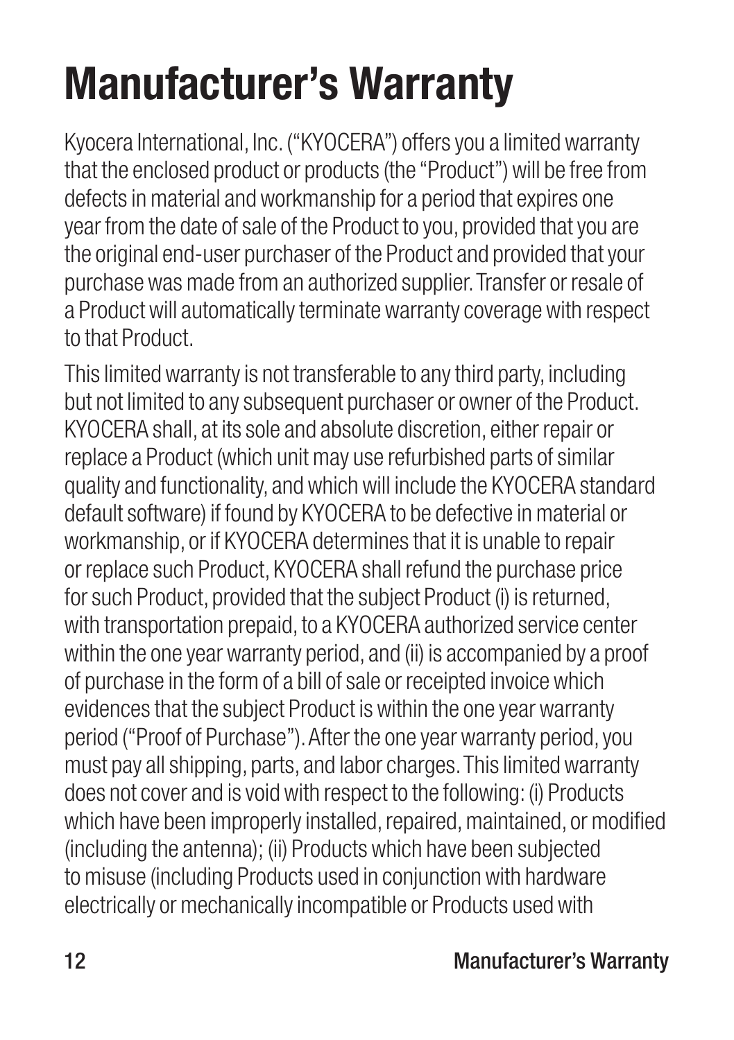# Manufacturer's Warranty

Kyocera International, Inc. ("KYOCERA") offers you a limited warranty that the enclosed product or products (the "Product") will be free from defects in material and workmanship for a period that expires one year from the date of sale of the Product to you, provided that you are the original end-user purchaser of the Product and provided that your purchase was made from an authorized supplier. Transfer or resale of a Product will automatically terminate warranty coverage with respect to that Product.

This limited warranty is not transferable to any third party, including but not limited to any subsequent purchaser or owner of the Product. KYOCERA shall, at its sole and absolute discretion, either repair or replace a Product (which unit may use refurbished parts of similar quality and functionality, and which will include the KYOCERA standard default software) if found by KYOCERA to be defective in material or workmanship, or if KYOCERA determines that it is unable to repair or replace such Product, KYOCERA shall refund the purchase price for such Product, provided that the subject Product (i) is returned, with transportation prepaid, to a KYOCERA authorized service center within the one year warranty period, and (ii) is accompanied by a proof of purchase in the form of a bill of sale or receipted invoice which evidences that the subject Product is within the one year warranty period ("Proof of Purchase"). After the one year warranty period, you must pay all shipping, parts, and labor charges. This limited warranty does not cover and is void with respect to the following: (i) Products which have been improperly installed, repaired, maintained, or modified (including the antenna); (ii) Products which have been subjected to misuse (including Products used in conjunction with hardware electrically or mechanically incompatible or Products used with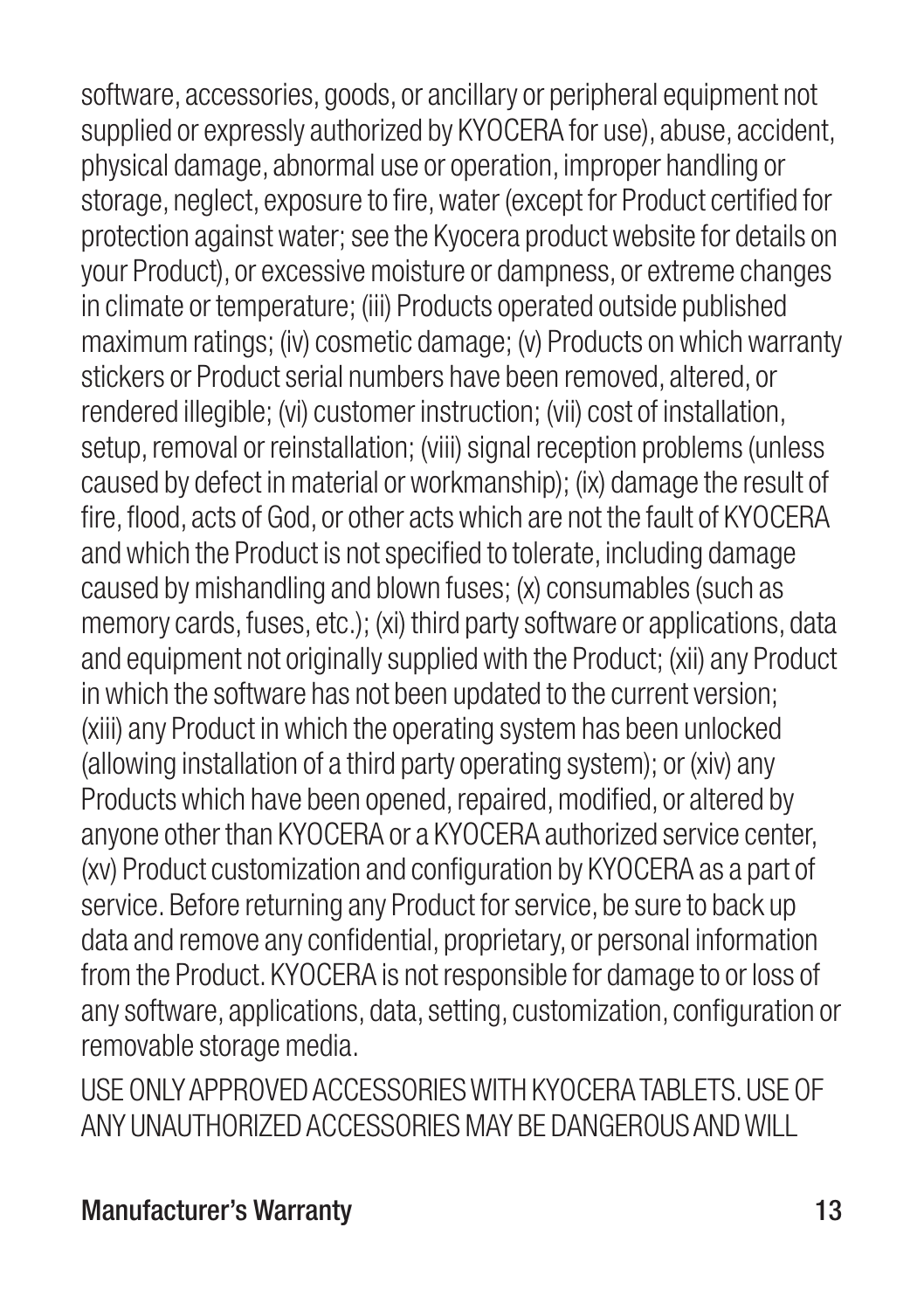software, accessories, goods, or ancillary or peripheral equipment not supplied or expressly authorized by KYOCERA for use), abuse, accident, physical damage, abnormal use or operation, improper handling or storage, neglect, exposure to fire, water (except for Product certified for protection against water; see the Kyocera product website for details on your Product), or excessive moisture or dampness, or extreme changes in climate or temperature; (iii) Products operated outside published maximum ratings; (iv) cosmetic damage; (v) Products on which warranty stickers or Product serial numbers have been removed, altered, or rendered illegible; (vi) customer instruction; (vii) cost of installation, setup, removal or reinstallation; (viii) signal reception problems (unless caused by defect in material or workmanship); (ix) damage the result of fire, flood, acts of God, or other acts which are not the fault of KYOCERA and which the Product is not specified to tolerate, including damage caused by mishandling and blown fuses; (x) consumables (such as memory cards, fuses, etc.); (xi) third party software or applications, data and equipment not originally supplied with the Product; (xii) any Product in which the software has not been updated to the current version; (xiii) any Product in which the operating system has been unlocked (allowing installation of a third party operating system); or (xiv) any Products which have been opened, repaired, modified, or altered by anyone other than KYOCERA or a KYOCERA authorized service center, (xv) Product customization and configuration by KYOCERA as a part of service. Before returning any Product for service, be sure to back up data and remove any confidential, proprietary, or personal information from the Product. KYOCERA is not responsible for damage to or loss of any software, applications, data, setting, customization, configuration or removable storage media.

USE ONLY APPROVED ACCESSORIES WITH KYOCERA TABLETS. USE OF ANY UNAUTHORIZED ACCESSORIES MAY BE DANGEROUS AND WILL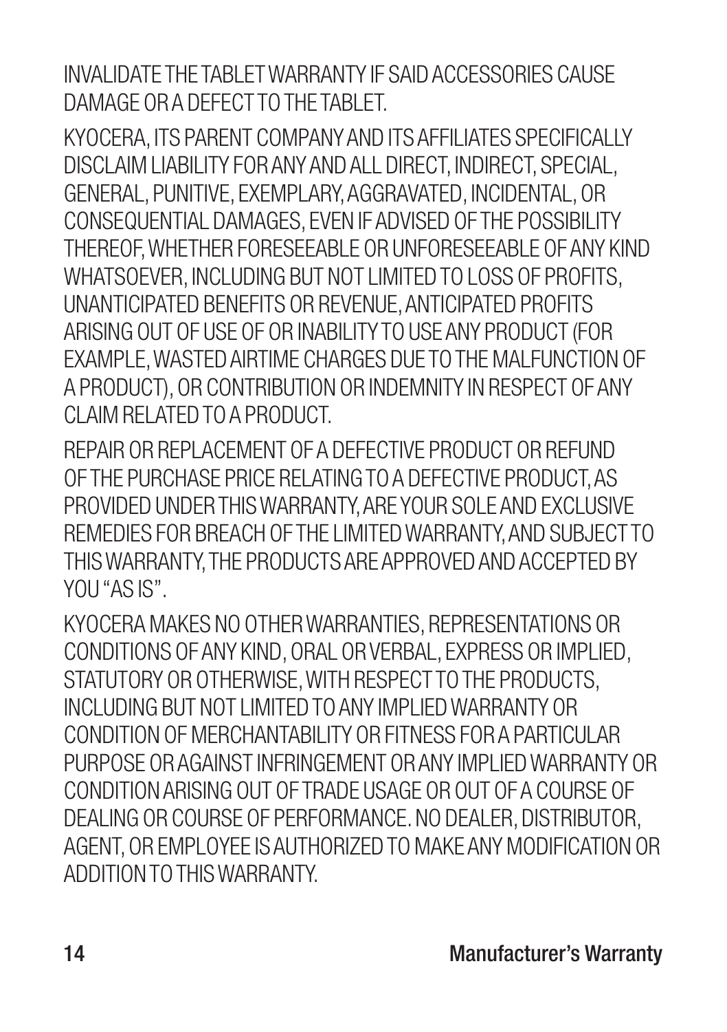INVALIDATE THE TABLET WARRANTY IF SAID ACCESSORIES CAUSE DAMAGE OR A DEFECT TO THE TABLET.

KYOCERA, ITS PARENT COMPANY AND ITS AFFILIATES SPECIFICALLY DISCLAIM LIABILITY FOR ANY AND ALL DIRECT, INDIRECT, SPECIAL, GENERAL, PUNITIVE, EXEMPLARY, AGGRAVATED, INCIDENTAL, OR CONSEQUENTIAL DAMAGES, EVEN IF ADVISED OF THE POSSIBILITY THEREOF, WHETHER FORESEEABLE OR UNFORESEEABLE OF ANY KIND WHATSOEVER, INCLUDING BUT NOT LIMITED TO LOSS OF PROFITS, UNANTICIPATED BENEFITS OR REVENUE, ANTICIPATED PROFITS ARISING OUT OF USE OF OR INABILITY TO USE ANY PRODUCT (FOR EXAMPLE, WASTED AIRTIME CHARGES DUE TO THE MALFUNCTION OF A PRODUCT), OR CONTRIBUTION OR INDEMNITY IN RESPECT OF ANY CLAIM RELATED TO A PRODUCT.

REPAIR OR REPLACEMENT OF A DEFECTIVE PRODUCT OR REFUND OF THE PURCHASE PRICE RELATING TO A DEFECTIVE PRODUCT, AS PROVIDED UNDER THIS WARRANTY, ARE YOUR SOLE AND EXCLUSIVE REMEDIES FOR BREACH OF THE LIMITED WARRANTY, AND SUBJECT TO THIS WARRANTY, THE PRODUCTS ARE APPROVED AND ACCEPTED BY YOU "AS IS".

KYOCERA MAKES NO OTHER WARRANTIES, REPRESENTATIONS OR CONDITIONS OF ANY KIND, ORAL OR VERBAL, EXPRESS OR IMPLIED, STATUTORY OR OTHERWISE, WITH RESPECT TO THE PRODUCTS, INCLUDING BUT NOT LIMITED TO ANY IMPLIED WARRANTY OR CONDITION OF MERCHANTABILITY OR FITNESS FOR A PARTICULAR PURPOSE OR AGAINST INFRINGEMENT OR ANY IMPLIED WARRANTY OR CONDITION ARISING OUT OF TRADE USAGE OR OUT OF A COURSE OF DEALING OR COURSE OF PERFORMANCE. NO DEALER, DISTRIBUTOR, AGENT, OR EMPLOYEE IS AUTHORIZED TO MAKE ANY MODIFICATION OR ADDITION TO THIS WARRANTY.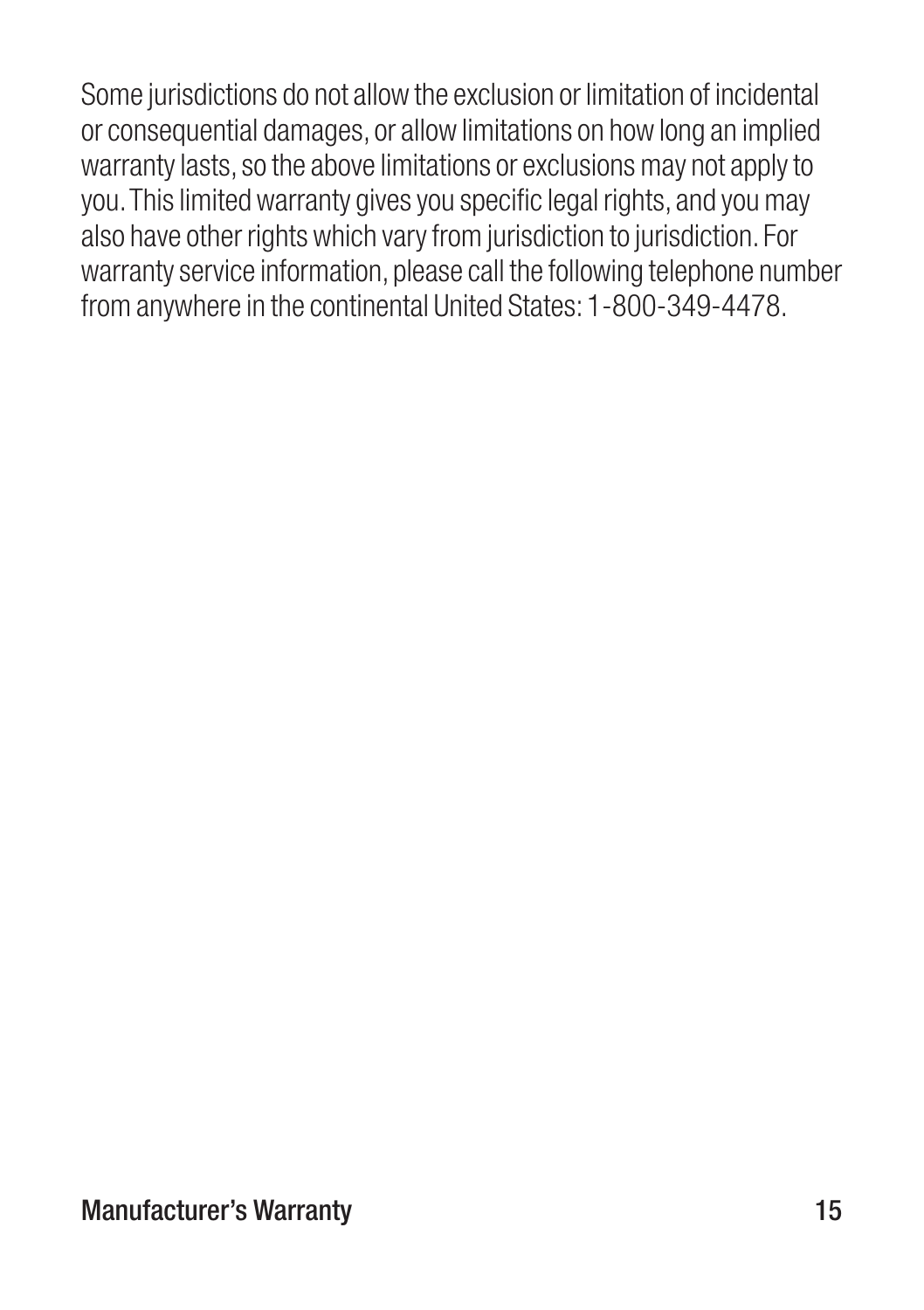Some jurisdictions do not allow the exclusion or limitation of incidental or consequential damages, or allow limitations on how long an implied warranty lasts, so the above limitations or exclusions may not apply to you. This limited warranty gives you specific legal rights, and you may also have other rights which vary from jurisdiction to jurisdiction. For warranty service information, please call the following telephone number from anywhere in the continental United States: 1-800-349-4478.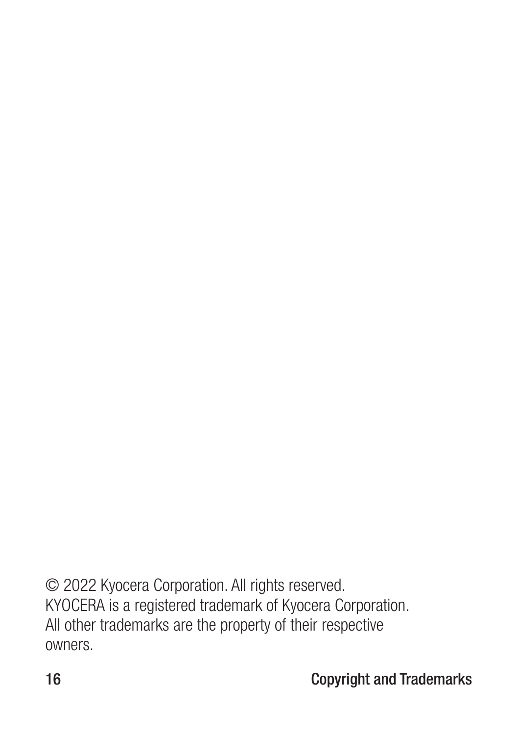© 2022 Kyocera Corporation. All rights reserved.
KYOCERA is a registered trademark of Kyocera Corporation.
All other trademarks are the property of their respective owners.